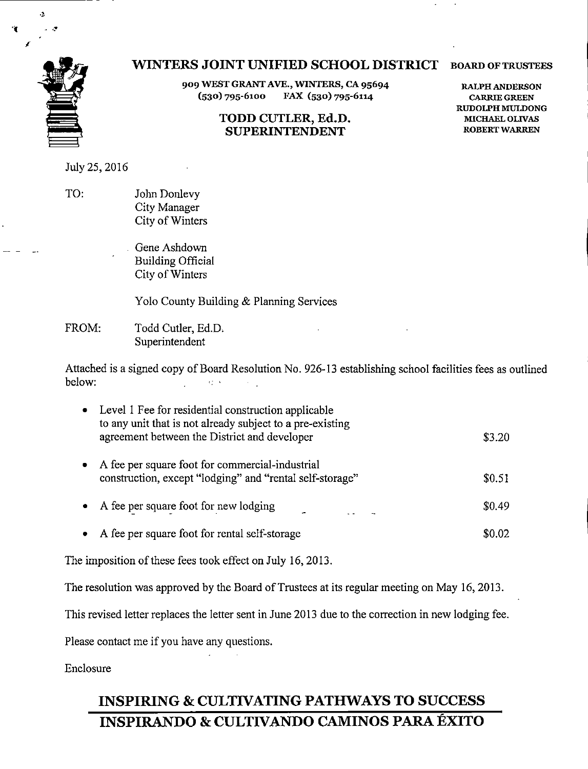# WINTERS JOINT UNIFIED SCHOOL DISTRICT

909 WEST GRANT AVE., WINTERS, CA 95694
(530) 795-6100 FAX (530) 795-6114

**TODD CUTLER, Ed.D.**
**SUPERINTENDENT**

**BOARD OF TRUSTEES**

RALPH ANDERSON
CARRIE GREEN
RUDOLPH MULDONG
MICHAEL OLIVAS
ROBERT WARREN

July 25, 2016

TO: John Donlevy
City Manager
City of Winters

Gene Ashdown
Building Official
City of Winters

Yolo County Building & Planning Services

FROM: Todd Cutler, Ed.D.
Superintendent

Attached is a signed copy of Board Resolution No. 926-13 establishing school facilities fees as outlined below:

| | |
|---|---|
| • Level 1 Fee for residential construction applicable to any unit that is not already subject to a pre-existing agreement between the District and developer | $3.20 |
| • A fee per square foot for commercial-industrial construction, except "lodging" and "rental self-storage" | $0.51 |
| • A fee per square foot for new lodging | $0.49 |
| • A fee per square foot for rental self-storage | $0.02 |

The imposition of these fees took effect on July 16, 2013.

The resolution was approved by the Board of Trustees at its regular meeting on May 16, 2013.

This revised letter replaces the letter sent in June 2013 due to the correction in new lodging fee.

Please contact me if you have any questions.

Enclosure

**INSPIRING & CULTIVATING PATHWAYS TO SUCCESS**
**INSPIRANDO & CULTIVANDO CAMINOS PARA ÉXITO**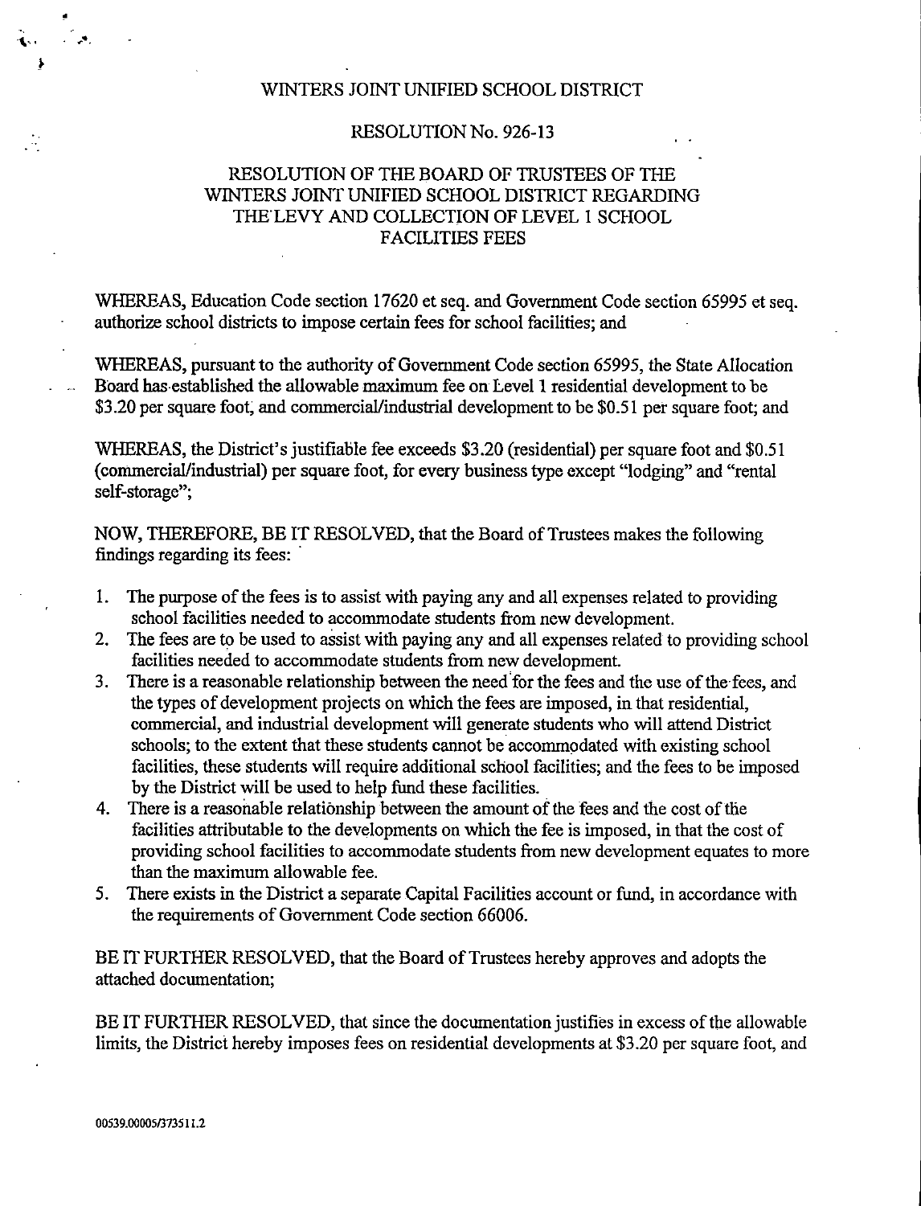WINTERS JOINT UNIFIED SCHOOL DISTRICT

RESOLUTION No. 926-13

# RESOLUTION OF THE BOARD OF TRUSTEES OF THE WINTERS JOINT UNIFIED SCHOOL DISTRICT REGARDING THE LEVY AND COLLECTION OF LEVEL 1 SCHOOL FACILITIES FEES

WHEREAS, Education Code section 17620 et seq. and Government Code section 65995 et seq. authorize school districts to impose certain fees for school facilities; and

WHEREAS, pursuant to the authority of Government Code section 65995, the State Allocation Board has established the allowable maximum fee on Level 1 residential development to be $3.20 per square foot, and commercial/industrial development to be $0.51 per square foot; and

WHEREAS, the District's justifiable fee exceeds $3.20 (residential) per square foot and $0.51 (commercial/industrial) per square foot, for every business type except "lodging" and "rental self-storage";

NOW, THEREFORE, BE IT RESOLVED, that the Board of Trustees makes the following findings regarding its fees:

1. The purpose of the fees is to assist with paying any and all expenses related to providing school facilities needed to accommodate students from new development.
2. The fees are to be used to assist with paying any and all expenses related to providing school facilities needed to accommodate students from new development.
3. There is a reasonable relationship between the need for the fees and the use of the fees, and the types of development projects on which the fees are imposed, in that residential, commercial, and industrial development will generate students who will attend District schools; to the extent that these students cannot be accommodated with existing school facilities, these students will require additional school facilities; and the fees to be imposed by the District will be used to help fund these facilities.
4. There is a reasonable relationship between the amount of the fees and the cost of the facilities attributable to the developments on which the fee is imposed, in that the cost of providing school facilities to accommodate students from new development equates to more than the maximum allowable fee.
5. There exists in the District a separate Capital Facilities account or fund, in accordance with the requirements of Government Code section 66006.

BE IT FURTHER RESOLVED, that the Board of Trustees hereby approves and adopts the attached documentation;

BE IT FURTHER RESOLVED, that since the documentation justifies in excess of the allowable limits, the District hereby imposes fees on residential developments at $3.20 per square foot, and

00539.00005/373511.2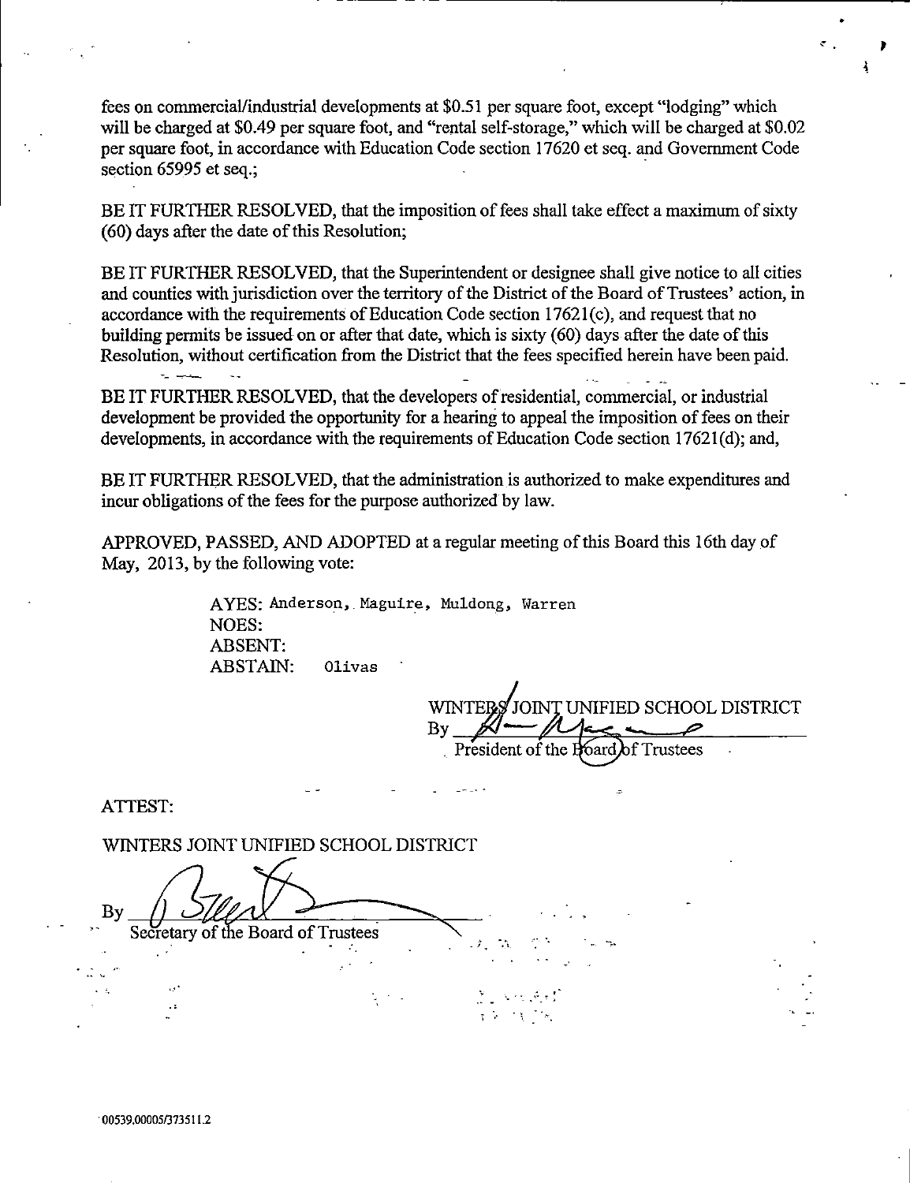fees on commercial/industrial developments at $0.51 per square foot, except "lodging" which will be charged at $0.49 per square foot, and "rental self-storage," which will be charged at $0.02 per square foot, in accordance with Education Code section 17620 et seq. and Government Code section 65995 et seq.;

BE IT FURTHER RESOLVED, that the imposition of fees shall take effect a maximum of sixty (60) days after the date of this Resolution;

BE IT FURTHER RESOLVED, that the Superintendent or designee shall give notice to all cities and counties with jurisdiction over the territory of the District of the Board of Trustees' action, in accordance with the requirements of Education Code section 17621(c), and request that no building permits be issued on or after that date, which is sixty (60) days after the date of this Resolution, without certification from the District that the fees specified herein have been paid.

BE IT FURTHER RESOLVED, that the developers of residential, commercial, or industrial development be provided the opportunity for a hearing to appeal the imposition of fees on their developments, in accordance with the requirements of Education Code section 17621(d); and,

BE IT FURTHER RESOLVED, that the administration is authorized to make expenditures and incur obligations of the fees for the purpose authorized by law.

APPROVED, PASSED, AND ADOPTED at a regular meeting of this Board this 16th day of May, 2013, by the following vote:

AYES: Anderson, Maguire, Muldong, Warren
NOES:
ABSENT:
ABSTAIN: Olivas

WINTERS JOINT UNIFIED SCHOOL DISTRICT
By ______________________
President of the Board of Trustees

ATTEST:

WINTERS JOINT UNIFIED SCHOOL DISTRICT

By ______________________
Secretary of the Board of Trustees

00539.00005/373511.2